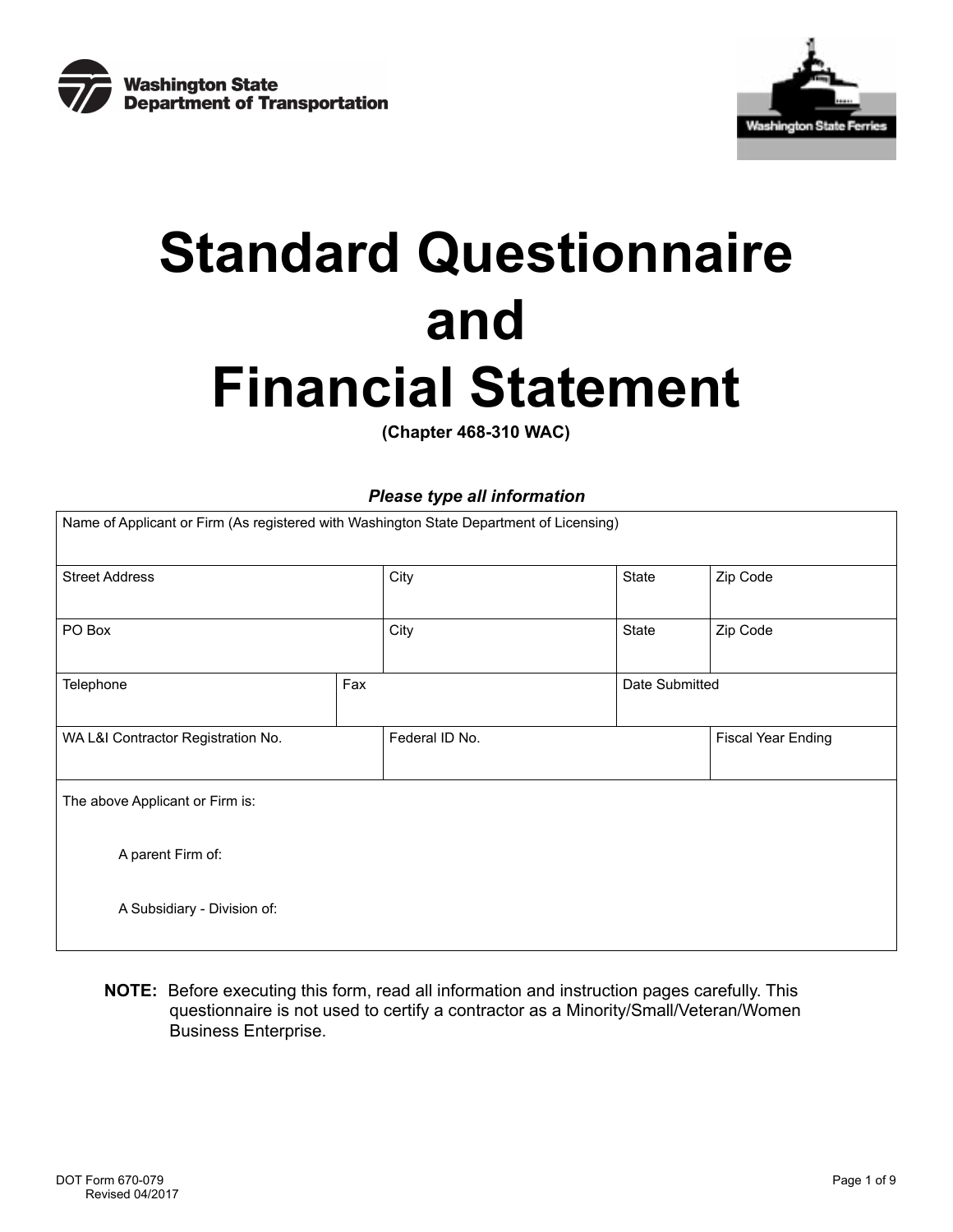Washington State Department of Transportation

Washington State Ferries

# Standard Questionnaire and Financial Statement

**(Chapter 468-310 WAC)**

***Please type all information***

| Name of Applicant or Firm (As registered with Washington State Department of Licensing) | | | | |
|---|---|---|---|---|
| Street Address | | City | State | Zip Code |
| PO Box | | City | State | Zip Code |
| Telephone | Fax | | Date Submitted | |
| WA L&I Contractor Registration No. | | Federal ID No. | | Fiscal Year Ending |

The above Applicant or Firm is:

A parent Firm of:

A Subsidiary - Division of:

**NOTE:** Before executing this form, read all information and instruction pages carefully. This questionnaire is not used to certify a contractor as a Minority/Small/Veteran/Women Business Enterprise.

DOT Form 670-079
Revised 04/2017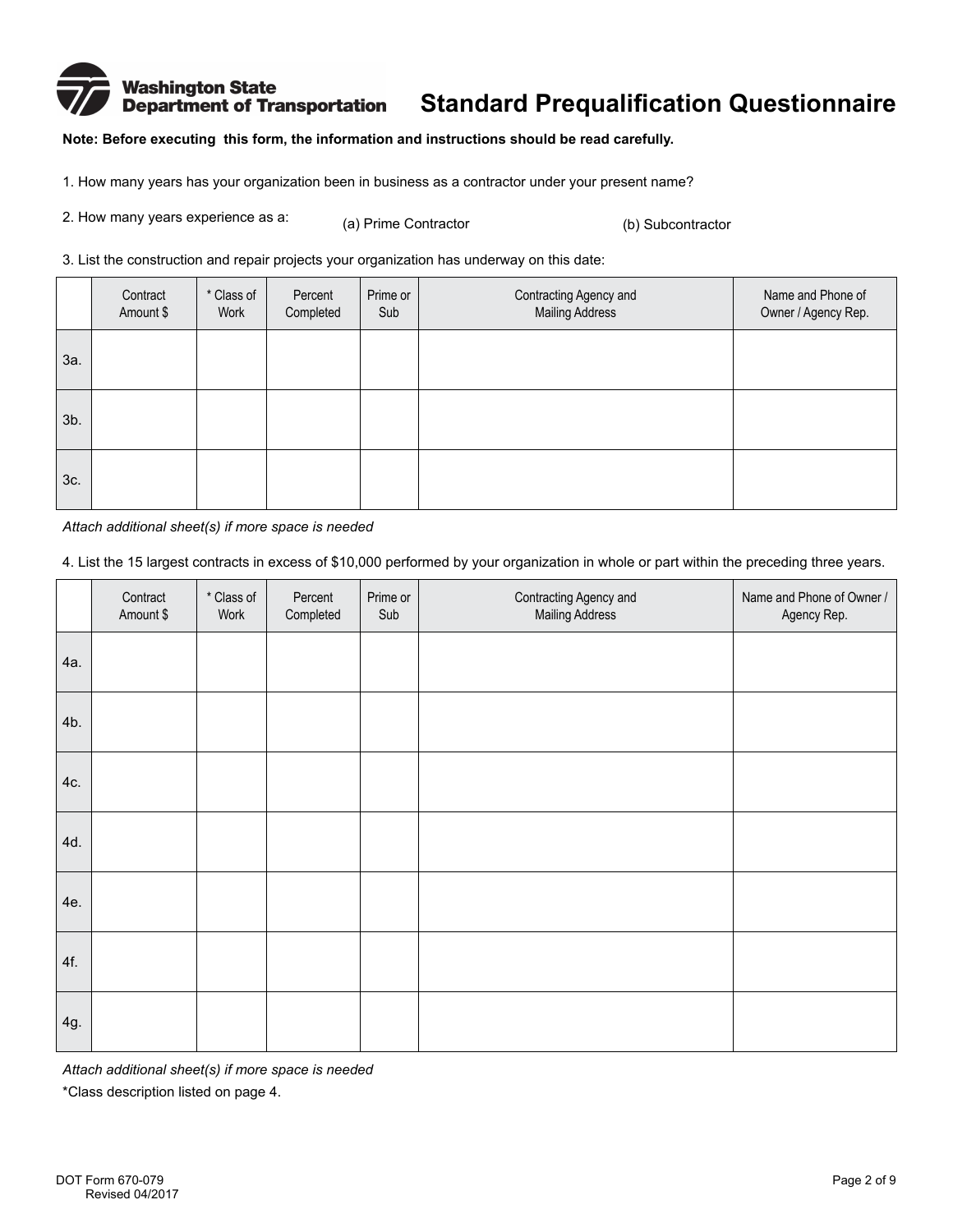# Washington State Department of Transportation

# Standard Prequalification Questionnaire

**Note: Before executing this form, the information and instructions should be read carefully.**

1. How many years has your organization been in business as a contractor under your present name?

2. How many years experience as a: (a) Prime Contractor (b) Subcontractor

3. List the construction and repair projects your organization has underway on this date:

| | Contract Amount $ | * Class of Work | Percent Completed | Prime or Sub | Contracting Agency and Mailing Address | Name and Phone of Owner / Agency Rep. |
|---|---|---|---|---|---|---|
| 3a. | | | | | | |
| 3b. | | | | | | |
| 3c. | | | | | | |

*Attach additional sheet(s) if more space is needed*

4. List the 15 largest contracts in excess of $10,000 performed by your organization in whole or part within the preceding three years.

| | Contract Amount $ | * Class of Work | Percent Completed | Prime or Sub | Contracting Agency and Mailing Address | Name and Phone of Owner / Agency Rep. |
|---|---|---|---|---|---|---|
| 4a. | | | | | | |
| 4b. | | | | | | |
| 4c. | | | | | | |
| 4d. | | | | | | |
| 4e. | | | | | | |
| 4f. | | | | | | |
| 4g. | | | | | | |

*Attach additional sheet(s) if more space is needed*

*Class description listed on page 4.

DOT Form 670-079
Revised 04/2017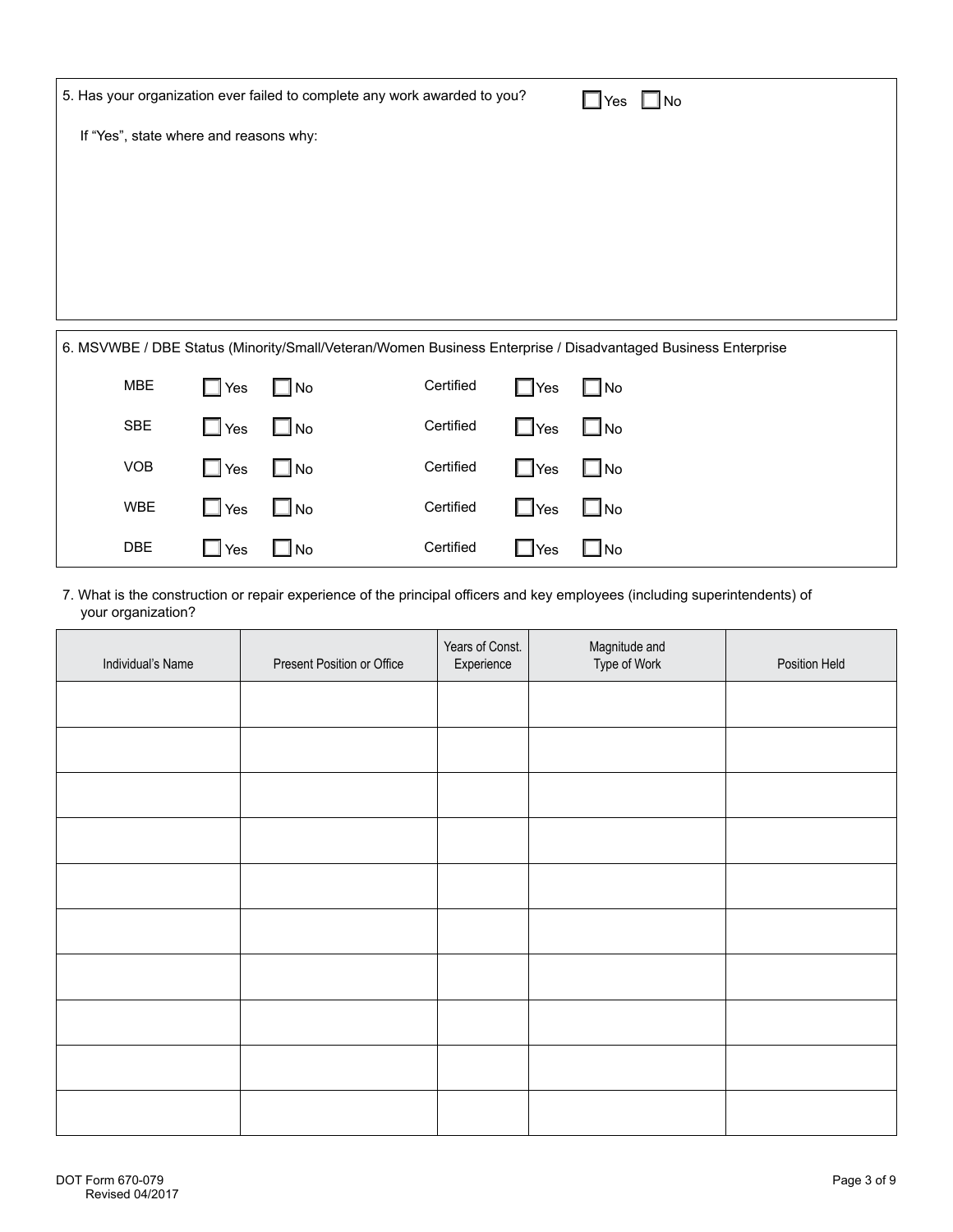5. Has your organization ever failed to complete any work awarded to you? ☐ Yes ☐ No

If "Yes", state where and reasons why:

6. MSVWBE / DBE Status (Minority/Small/Veteran/Women Business Enterprise / Disadvantaged Business Enterprise

| | | | | | |
|---|---|---|---|---|---|
| MBE | ☐ Yes | ☐ No | Certified | ☐ Yes | ☐ No |
| SBE | ☐ Yes | ☐ No | Certified | ☐ Yes | ☐ No |
| VOB | ☐ Yes | ☐ No | Certified | ☐ Yes | ☐ No |
| WBE | ☐ Yes | ☐ No | Certified | ☐ Yes | ☐ No |
| DBE | ☐ Yes | ☐ No | Certified | ☐ Yes | ☐ No |

7. What is the construction or repair experience of the principal officers and key employees (including superintendents) of your organization?

| Individual's Name | Present Position or Office | Years of Const. Experience | Magnitude and Type of Work | Position Held |
|---|---|---|---|---|
| | | | | |
| | | | | |
| | | | | |
| | | | | |
| | | | | |
| | | | | |
| | | | | |
| | | | | |
| | | | | |
| | | | | |

DOT Form 670-079
Revised 04/2017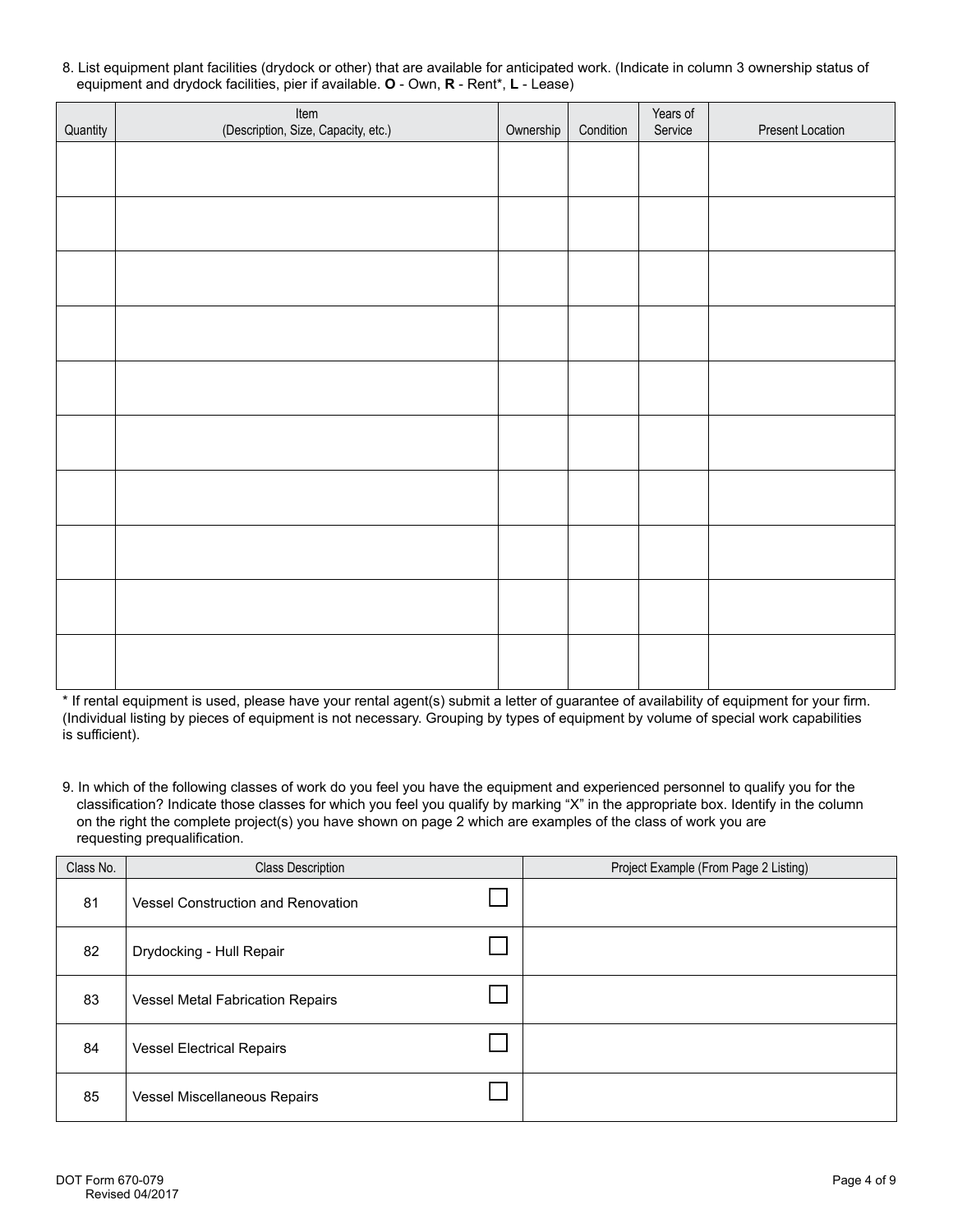8. List equipment plant facilities (drydock or other) that are available for anticipated work. (Indicate in column 3 ownership status of equipment and drydock facilities, pier if available. **O** - Own, **R** - Rent*, **L** - Lease)

| Quantity | Item (Description, Size, Capacity, etc.) | Ownership | Condition | Years of Service | Present Location |
|---|---|---|---|---|---|
| | | | | | |
| | | | | | |
| | | | | | |
| | | | | | |
| | | | | | |
| | | | | | |
| | | | | | |
| | | | | | |
| | | | | | |
| | | | | | |

* If rental equipment is used, please have your rental agent(s) submit a letter of guarantee of availability of equipment for your firm. (Individual listing by pieces of equipment is not necessary. Grouping by types of equipment by volume of special work capabilities is sufficient).

9. In which of the following classes of work do you feel you have the equipment and experienced personnel to qualify you for the classification? Indicate those classes for which you feel you qualify by marking "X" in the appropriate box. Identify in the column on the right the complete project(s) you have shown on page 2 which are examples of the class of work you are requesting prequalification.

| Class No. | Class Description | | Project Example (From Page 2 Listing) |
|---|---|---|---|
| 81 | Vessel Construction and Renovation | ☐ | |
| 82 | Drydocking - Hull Repair | ☐ | |
| 83 | Vessel Metal Fabrication Repairs | ☐ | |
| 84 | Vessel Electrical Repairs | ☐ | |
| 85 | Vessel Miscellaneous Repairs | ☐ | |

DOT Form 670-079
Revised 04/2017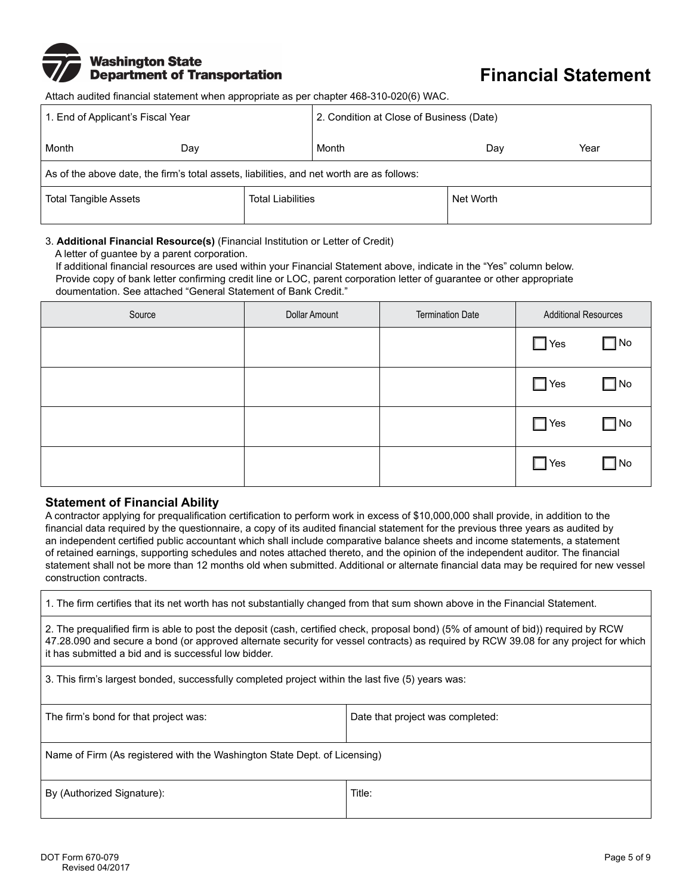Washington State Department of Transportation

# Financial Statement

Attach audited financial statement when appropriate as per chapter 468-310-020(6) WAC.

| 1. End of Applicant's Fiscal Year | | 2. Condition at Close of Business (Date) | | |
|---|---|---|---|---|
| Month | Day | Month | Day | Year |

As of the above date, the firm's total assets, liabilities, and net worth are as follows:

| Total Tangible Assets | Total Liabilities | Net Worth |
|---|---|---|
| | | |

3. **Additional Financial Resource(s)** (Financial Institution or Letter of Credit)
   A letter of guantee by a parent corporation.
   If additional financial resources are used within your Financial Statement above, indicate in the "Yes" column below.
   Provide copy of bank letter confirming credit line or LOC, parent corporation letter of guarantee or other appropriate doumentation. See attached "General Statement of Bank Credit."

| Source | Dollar Amount | Termination Date | Additional Resources |
|---|---|---|---|
| | | | ☐ Yes ☐ No |
| | | | ☐ Yes ☐ No |
| | | | ☐ Yes ☐ No |
| | | | ☐ Yes ☐ No |

### Statement of Financial Ability

A contractor applying for prequalification certification to perform work in excess of $10,000,000 shall provide, in addition to the financial data required by the questionnaire, a copy of its audited financial statement for the previous three years as audited by an independent certified public accountant which shall include comparative balance sheets and income statements, a statement of retained earnings, supporting schedules and notes attached thereto, and the opinion of the independent auditor. The financial statement shall not be more than 12 months old when submitted. Additional or alternate financial data may be required for new vessel construction contracts.

1. The firm certifies that its net worth has not substantially changed from that sum shown above in the Financial Statement.

2. The prequalified firm is able to post the deposit (cash, certified check, proposal bond) (5% of amount of bid)) required by RCW 47.28.090 and secure a bond (or approved alternate security for vessel contracts) as required by RCW 39.08 for any project for which it has submitted a bid and is successful low bidder.

3. This firm's largest bonded, successfully completed project within the last five (5) years was:

| The firm's bond for that project was: | Date that project was completed: |
|---|---|
| | |

Name of Firm (As registered with the Washington State Dept. of Licensing)

| By (Authorized Signature): | Title: |
|---|---|
| | |

DOT Form 670-079
Revised 04/2017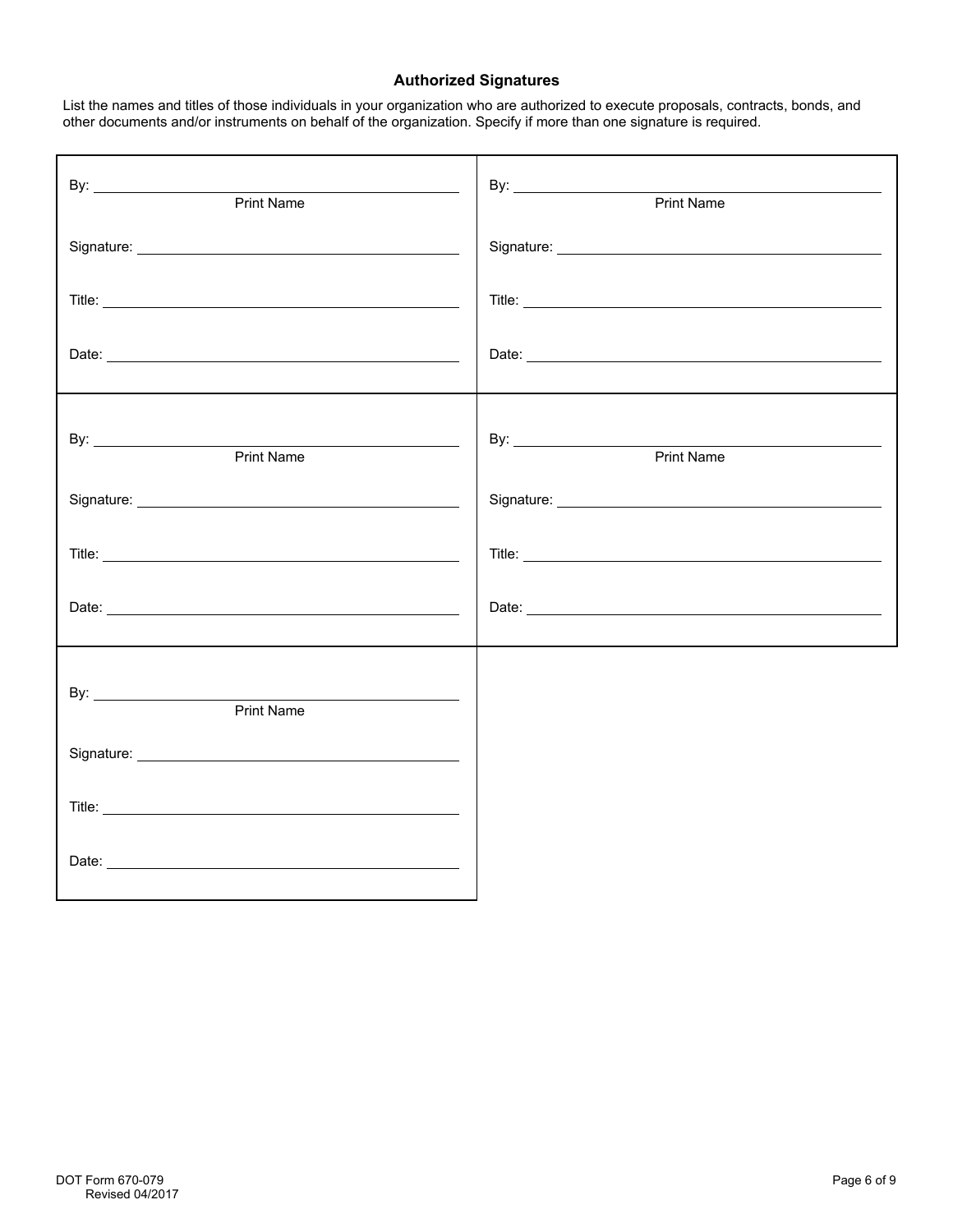### Authorized Signatures

List the names and titles of those individuals in your organization who are authorized to execute proposals, contracts, bonds, and other documents and/or instruments on behalf of the organization. Specify if more than one signature is required.

| | |
|---|---|
| By: ______________________ <br> Print Name <br><br> Signature: ______________________ <br><br> Title: ______________________ <br><br> Date: ______________________ | By: ______________________ <br> Print Name <br><br> Signature: ______________________ <br><br> Title: ______________________ <br><br> Date: ______________________ |
| By: ______________________ <br> Print Name <br><br> Signature: ______________________ <br><br> Title: ______________________ <br><br> Date: ______________________ | By: ______________________ <br> Print Name <br><br> Signature: ______________________ <br><br> Title: ______________________ <br><br> Date: ______________________ |
| By: ______________________ <br> Print Name <br><br> Signature: ______________________ <br><br> Title: ______________________ <br><br> Date: ______________________ | |

DOT Form 670-079
Revised 04/2017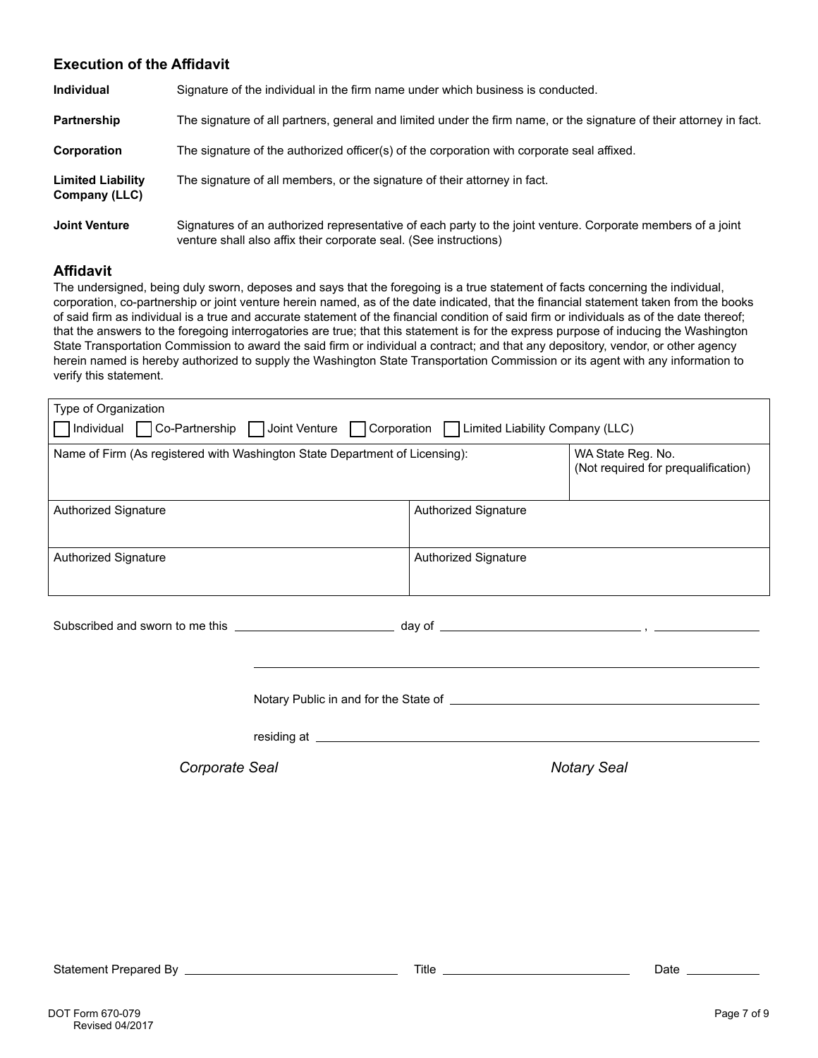### Execution of the Affidavit

| | |
|---|---|
| **Individual** | Signature of the individual in the firm name under which business is conducted. |
| **Partnership** | The signature of all partners, general and limited under the firm name, or the signature of their attorney in fact. |
| **Corporation** | The signature of the authorized officer(s) of the corporation with corporate seal affixed. |
| **Limited Liability Company (LLC)** | The signature of all members, or the signature of their attorney in fact. |
| **Joint Venture** | Signatures of an authorized representative of each party to the joint venture. Corporate members of a joint venture shall also affix their corporate seal. (See instructions) |

### Affidavit

The undersigned, being duly sworn, deposes and says that the foregoing is a true statement of facts concerning the individual, corporation, co-partnership or joint venture herein named, as of the date indicated, that the financial statement taken from the books of said firm as individual is a true and accurate statement of the financial condition of said firm or individuals as of the date thereof; that the answers to the foregoing interrogatories are true; that this statement is for the express purpose of inducing the Washington State Transportation Commission to award the said firm or individual a contract; and that any depository, vendor, or other agency herein named is hereby authorized to supply the Washington State Transportation Commission or its agent with any information to verify this statement.

Type of Organization
☐ Individual ☐ Co-Partnership ☐ Joint Venture ☐ Corporation ☐ Limited Liability Company (LLC)

| Name of Firm (As registered with Washington State Department of Licensing): | WA State Reg. No. (Not required for prequalification) |
|---|---|
| | |

| Authorized Signature | Authorized Signature |
|---|---|
| Authorized Signature | Authorized Signature |

Subscribed and sworn to me this ____________ day of ____________ , ________

______________________________

Notary Public in and for the State of ______________________________

residing at ______________________________

*Corporate Seal* *Notary Seal*

Statement Prepared By ____________________ Title ____________________ Date __________

DOT Form 670-079
Revised 04/2017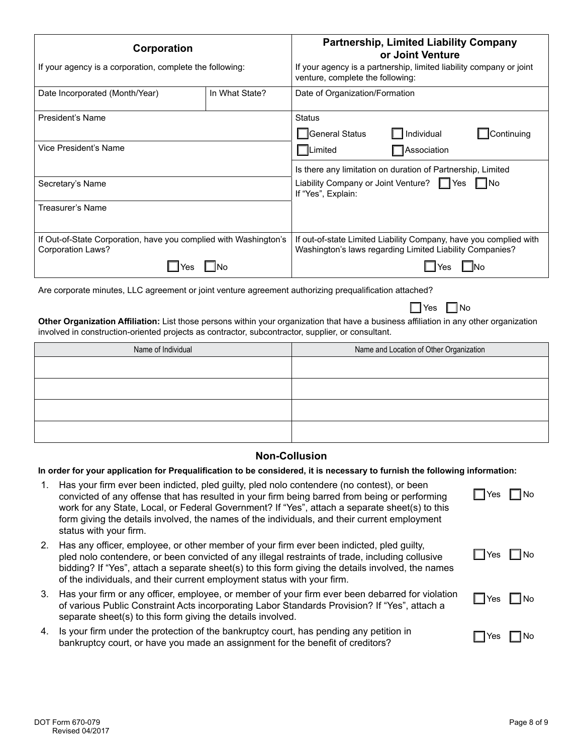| Corporation | | Partnership, Limited Liability Company or Joint Venture |
|---|---|---|
| If your agency is a corporation, complete the following: | | If your agency is a partnership, limited liability company or joint venture, complete the following: |
| Date Incorporated (Month/Year) | In What State? | Date of Organization/Formation |
| President's Name | | Status<br>☐ General Status ☐ Individual ☐ Continuing<br>☐ Limited ☐ Association |
| Vice President's Name | | Is there any limitation on duration of Partnership, Limited Liability Company or Joint Venture? ☐ Yes ☐ No<br>If "Yes", Explain: |
| Secretary's Name | | |
| Treasurer's Name | | |
| If Out-of-State Corporation, have you complied with Washington's Corporation Laws?<br>☐ Yes ☐ No | | If out-of-state Limited Liability Company, have you complied with Washington's laws regarding Limited Liability Companies?<br>☐ Yes ☐ No |

Are corporate minutes, LLC agreement or joint venture agreement authorizing prequalification attached? ☐ Yes ☐ No

**Other Organization Affiliation:** List those persons within your organization that have a business affiliation in any other organization involved in construction-oriented projects as contractor, subcontractor, supplier, or consultant.

| Name of Individual | Name and Location of Other Organization |
|---|---|
| | |
| | |
| | |
| | |

## Non-Collusion

**In order for your application for Prequalification to be considered, it is necessary to furnish the following information:**

1. Has your firm ever been indicted, pled guilty, pled nolo contendere (no contest), or been convicted of any offense that has resulted in your firm being barred from being or performing work for any State, Local, or Federal Government? If "Yes", attach a separate sheet(s) to this form giving the details involved, the names of the individuals, and their current employment status with your firm. ☐ Yes ☐ No
2. Has any officer, employee, or other member of your firm ever been indicted, pled guilty, pled nolo contendere, or been convicted of any illegal restraints of trade, including collusive bidding? If "Yes", attach a separate sheet(s) to this form giving the details involved, the names of the individuals, and their current employment status with your firm. ☐ Yes ☐ No
3. Has your firm or any officer, employee, or member of your firm ever been debarred for violation of various Public Constraint Acts incorporating Labor Standards Provision? If "Yes", attach a separate sheet(s) to this form giving the details involved. ☐ Yes ☐ No
4. Is your firm under the protection of the bankruptcy court, has pending any petition in bankruptcy court, or have you made an assignment for the benefit of creditors? ☐ Yes ☐ No

DOT Form 670-079
Revised 04/2017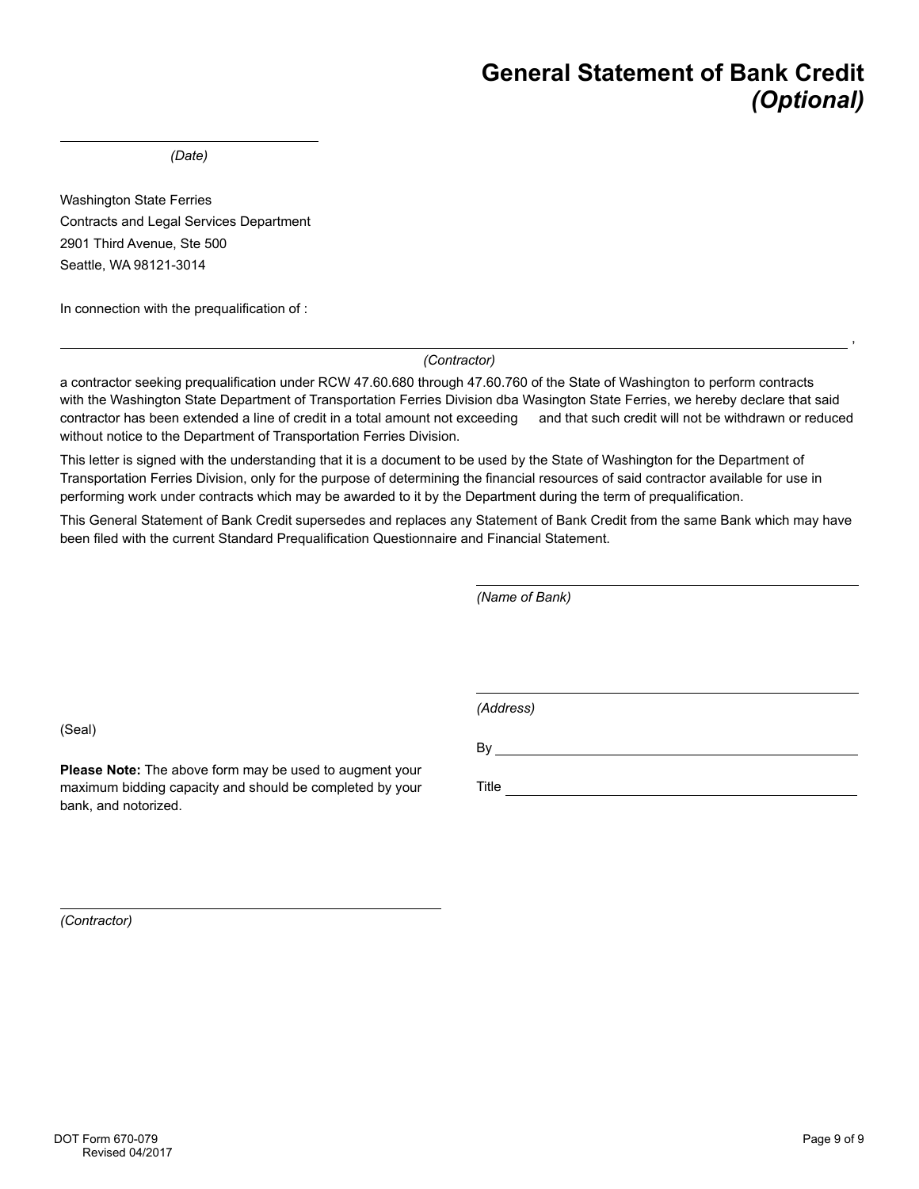# General Statement of Bank Credit
## *(Optional)*

______________________________
*(Date)*

Washington State Ferries
Contracts and Legal Services Department
2901 Third Avenue, Ste 500
Seattle, WA 98121-3014

In connection with the prequalification of :

______________________________________________________________________________ ,
*(Contractor)*

a contractor seeking prequalification under RCW 47.60.680 through 47.60.760 of the State of Washington to perform contracts with the Washington State Department of Transportation Ferries Division dba Wasington State Ferries, we hereby declare that said contractor has been extended a line of credit in a total amount not exceeding and that such credit will not be withdrawn or reduced without notice to the Department of Transportation Ferries Division.

This letter is signed with the understanding that it is a document to be used by the State of Washington for the Department of Transportation Ferries Division, only for the purpose of determining the financial resources of said contractor available for use in performing work under contracts which may be awarded to it by the Department during the term of prequalification.

This General Statement of Bank Credit supersedes and replaces any Statement of Bank Credit from the same Bank which may have been filed with the current Standard Prequalification Questionnaire and Financial Statement.

______________________________
*(Name of Bank)*

______________________________
*(Address)*

(Seal)

By ______________________________

Title ______________________________

**Please Note:** The above form may be used to augment your maximum bidding capacity and should be completed by your bank, and notorized.

______________________________
*(Contractor)*

DOT Form 670-079
Revised 04/2017